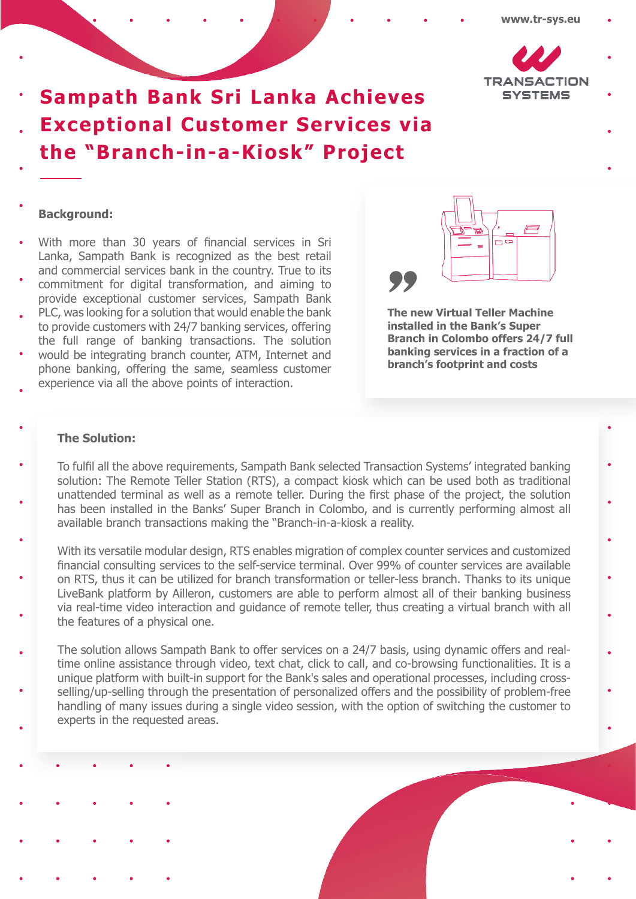# Sampath Bank Sri Lanka Achieves Exceptional Customer Services via the "Branch-in-a-Kiosk" Project

**Background:**

With more than 30 years of financial services in Sri Lanka, Sampath Bank is recognized as the best retail and commercial services bank in the country. True to its commitment for digital transformation, and aiming to provide exceptional customer services, Sampath Bank PLC, was looking for a solution that would enable the bank to provide customers with 24/7 banking services, offering the full range of banking transactions. The solution would be integrating branch counter, ATM, Internet and phone banking, offering the same, seamless customer experience via all the above points of interaction.

**The new Virtual Teller Machine installed in the Bank's Super Branch in Colombo offers 24/7 full banking services in a fraction of a branch's footprint and costs**

**The Solution:**

To fulfil all the above requirements, Sampath Bank selected Transaction Systems' integrated banking solution: The Remote Teller Station (RTS), a compact kiosk which can be used both as traditional unattended terminal as well as a remote teller. During the first phase of the project, the solution has been installed in the Banks' Super Branch in Colombo, and is currently performing almost all available branch transactions making the "Branch-in-a-kiosk a reality.

With its versatile modular design, RTS enables migration of complex counter services and customized financial consulting services to the self-service terminal. Over 99% of counter services are available on RTS, thus it can be utilized for branch transformation or teller-less branch. Thanks to its unique LiveBank platform by Ailleron, customers are able to perform almost all of their banking business via real-time video interaction and guidance of remote teller, thus creating a virtual branch with all the features of a physical one.

The solution allows Sampath Bank to offer services on a 24/7 basis, using dynamic offers and real-time online assistance through video, text chat, click to call, and co-browsing functionalities. It is a unique platform with built-in support for the Bank's sales and operational processes, including cross-selling/up-selling through the presentation of personalized offers and the possibility of problem-free handling of many issues during a single video session, with the option of switching the customer to experts in the requested areas.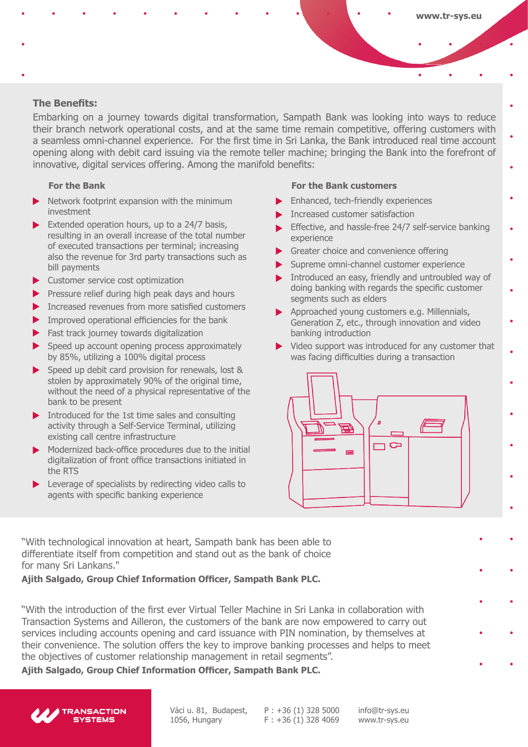### The Benefits:

Embarking on a journey towards digital transformation, Sampath Bank was looking into ways to reduce their branch network operational costs, and at the same time remain competitive, offering customers with a seamless omni-channel experience. For the first time in Sri Lanka, the Bank introduced real time account opening along with debit card issuing via the remote teller machine; bringing the Bank into the forefront of innovative, digital services offering. Among the manifold benefits:

**For the Bank**

- Network footprint expansion with the minimum investment
- Extended operation hours, up to a 24/7 basis, resulting in an overall increase of the total number of executed transactions per terminal; increasing also the revenue for 3rd party transactions such as bill payments
- Customer service cost optimization
- Pressure relief during high peak days and hours
- Increased revenues from more satisfied customers
- Improved operational efficiencies for the bank
- Fast track journey towards digitalization
- Speed up account opening process approximately by 85%, utilizing a 100% digital process
- Speed up debit card provision for renewals, lost & stolen by approximately 90% of the original time, without the need of a physical representative of the bank to be present
- Introduced for the 1st time sales and consulting activity through a Self-Service Terminal, utilizing existing call centre infrastructure
- Modernized back-office procedures due to the initial digitalization of front office transactions initiated in the RTS
- Leverage of specialists by redirecting video calls to agents with specific banking experience

**For the Bank customers**

- Enhanced, tech-friendly experiences
- Increased customer satisfaction
- Effective, and hassle-free 24/7 self-service banking experience
- Greater choice and convenience offering
- Supreme omni-channel customer experience
- Introduced an easy, friendly and untroubled way of doing banking with regards the specific customer segments such as elders
- Approached young customers e.g. Millennials, Generation Z, etc., through innovation and video banking introduction
- Video support was introduced for any customer that was facing difficulties during a transaction

"With technological innovation at heart, Sampath bank has been able to differentiate itself from competition and stand out as the bank of choice for many Sri Lankans."

**Ajith Salgado, Group Chief Information Officer, Sampath Bank PLC.**

"With the introduction of the first ever Virtual Teller Machine in Sri Lanka in collaboration with Transaction Systems and Ailleron, the customers of the bank are now empowered to carry out services including accounts opening and card issuance with PIN nomination, by themselves at their convenience. The solution offers the key to improve banking processes and helps to meet the objectives of customer relationship management in retail segments".

**Ajith Salgado, Group Chief Information Officer, Sampath Bank PLC.**

TRANSACTION SYSTEMS

Váci u. 81, Budapest, 1056, Hungary

P : +36 (1) 328 5000
F : +36 (1) 328 4069

info@tr-sys.eu
www.tr-sys.eu